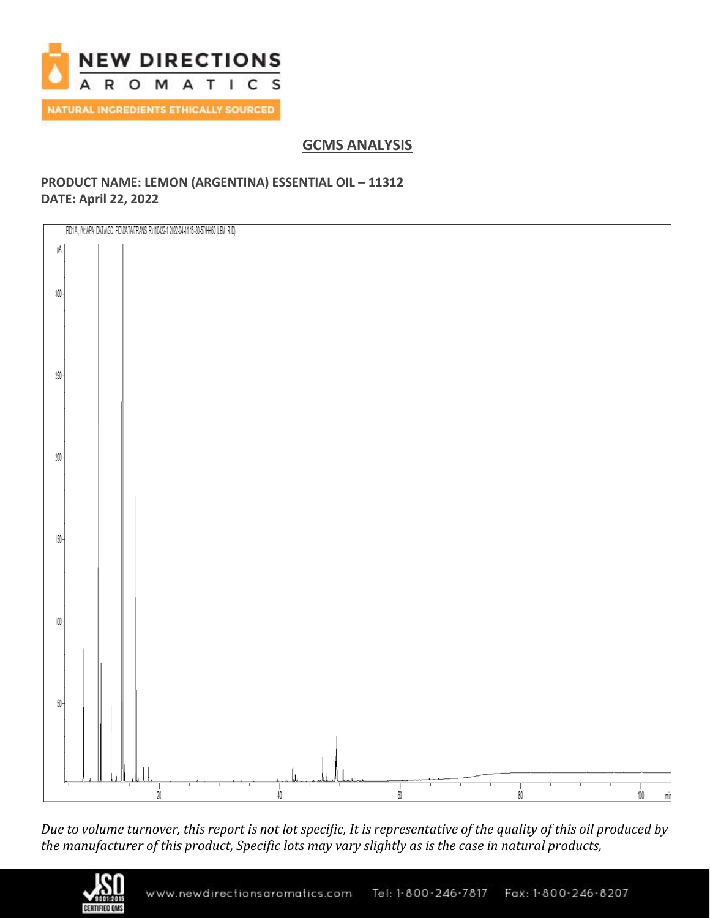# NEW DIRECTIONS AROMATICS

NATURAL INGREDIENTS ETHICALLY SOURCED

## GCMS ANALYSIS

**PRODUCT NAME: LEMON (ARGENTINA) ESSENTIAL OIL – 11312**
**DATE: April 22, 2022**

*Due to volume turnover, this report is not lot specific, It is representative of the quality of this oil produced by the manufacturer of this product, Specific lots may vary slightly as is the case in natural products,*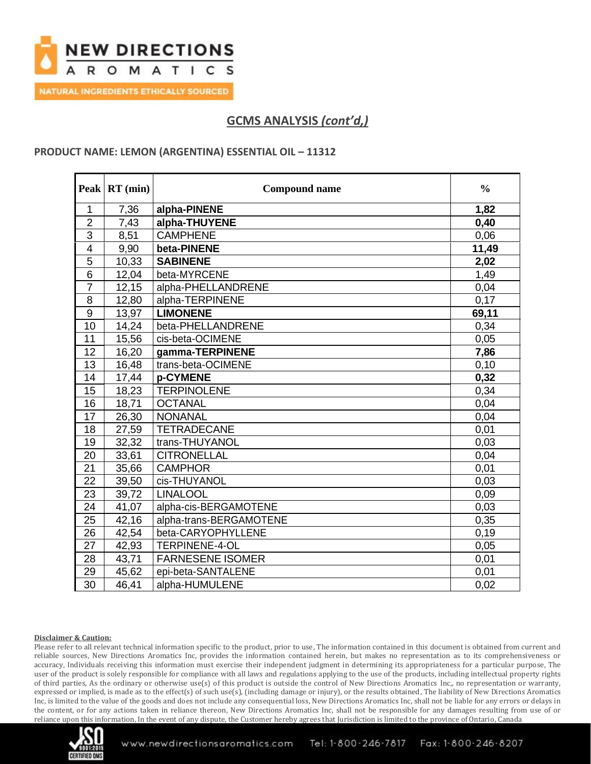## GCMS ANALYSIS *(cont'd,)*

**PRODUCT NAME: LEMON (ARGENTINA) ESSENTIAL OIL – 11312**

| Peak | RT (min) | Compound name | % |
|---|---|---|---|
| 1 | 7,36 | **alpha-PINENE** | **1,82** |
| 2 | 7,43 | **alpha-THUYENE** | **0,40** |
| 3 | 8,51 | CAMPHENE | 0,06 |
| 4 | 9,90 | **beta-PINENE** | **11,49** |
| 5 | 10,33 | **SABINENE** | **2,02** |
| 6 | 12,04 | beta-MYRCENE | 1,49 |
| 7 | 12,15 | alpha-PHELLANDRENE | 0,04 |
| 8 | 12,80 | alpha-TERPINENE | 0,17 |
| 9 | 13,97 | **LIMONENE** | **69,11** |
| 10 | 14,24 | beta-PHELLANDRENE | 0,34 |
| 11 | 15,56 | cis-beta-OCIMENE | 0,05 |
| 12 | 16,20 | **gamma-TERPINENE** | **7,86** |
| 13 | 16,48 | trans-beta-OCIMENE | 0,10 |
| 14 | 17,44 | **p-CYMENE** | **0,32** |
| 15 | 18,23 | TERPINOLENE | 0,34 |
| 16 | 18,71 | OCTANAL | 0,04 |
| 17 | 26,30 | NONANAL | 0,04 |
| 18 | 27,59 | TETRADECANE | 0,01 |
| 19 | 32,32 | trans-THUYANOL | 0,03 |
| 20 | 33,61 | CITRONELLAL | 0,04 |
| 21 | 35,66 | CAMPHOR | 0,01 |
| 22 | 39,50 | cis-THUYANOL | 0,03 |
| 23 | 39,72 | LINALOOL | 0,09 |
| 24 | 41,07 | alpha-cis-BERGAMOTENE | 0,03 |
| 25 | 42,16 | alpha-trans-BERGAMOTENE | 0,35 |
| 26 | 42,54 | beta-CARYOPHYLLENE | 0,19 |
| 27 | 42,93 | TERPINENE-4-OL | 0,05 |
| 28 | 43,71 | FARNESENE ISOMER | 0,01 |
| 29 | 45,62 | epi-beta-SANTALENE | 0,01 |
| 30 | 46,41 | alpha-HUMULENE | 0,02 |

**Disclaimer & Caution:**

Please refer to all relevant technical information specific to the product, prior to use, The information contained in this document is obtained from current and reliable sources, New Directions Aromatics Inc, provides the information contained herein, but makes no representation as to its comprehensiveness or accuracy, Individuals receiving this information must exercise their independent judgment in determining its appropriateness for a particular purpose, The user of the product is solely responsible for compliance with all laws and regulations applying to the use of the products, including intellectual property rights of third parties, As the ordinary or otherwise use(s) of this product is outside the control of New Directions Aromatics Inc,, no representation or warranty, expressed or implied, is made as to the effect(s) of such use(s), (including damage or injury), or the results obtained, The liability of New Directions Aromatics Inc, is limited to the value of the goods and does not include any consequential loss, New Directions Aromatics Inc, shall not be liable for any errors or delays in the content, or for any actions taken in reliance thereon, New Directions Aromatics Inc, shall not be responsible for any damages resulting from use of or reliance upon this information, In the event of any dispute, the Customer hereby agrees that Jurisdiction is limited to the province of Ontario, Canada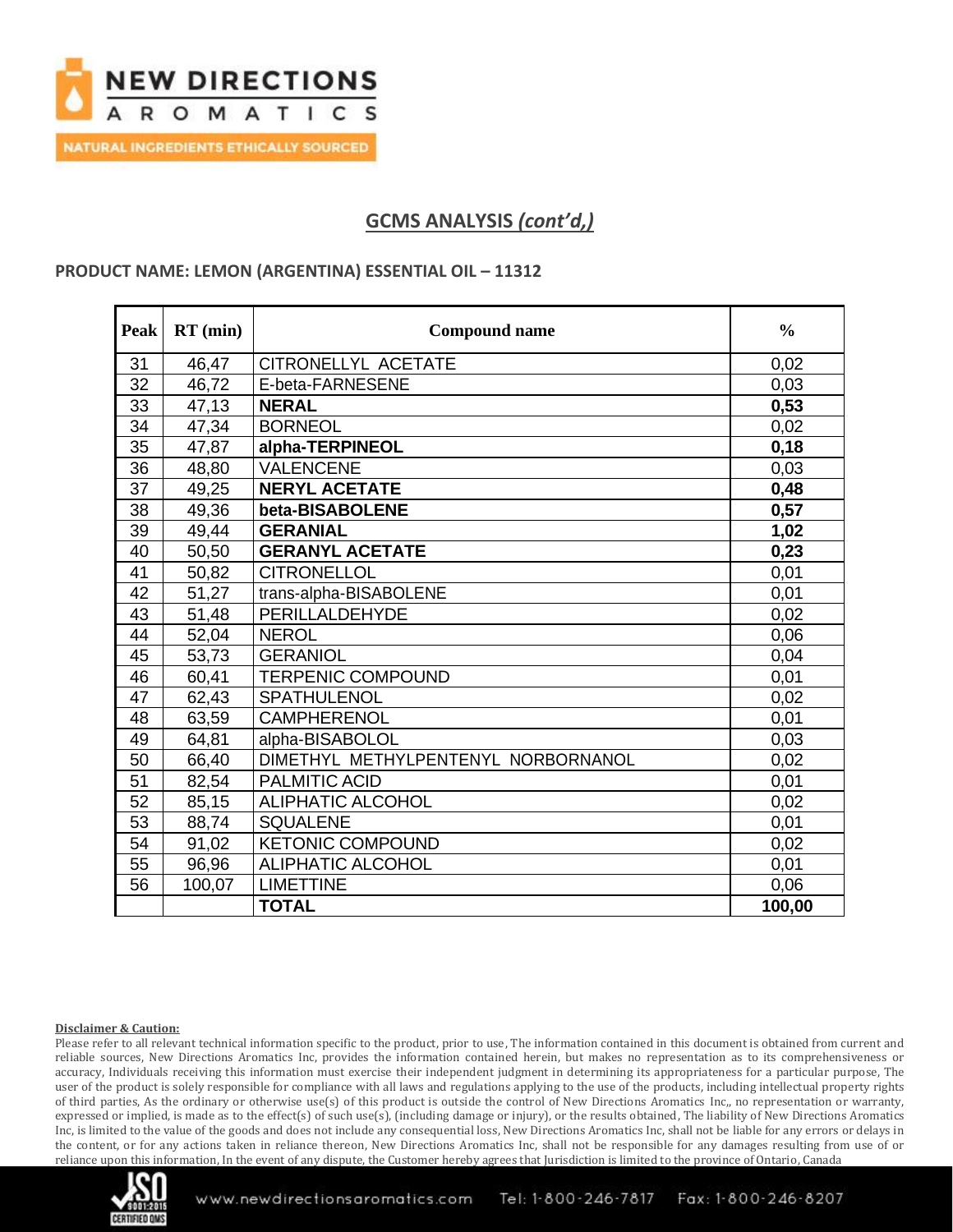## GCMS ANALYSIS *(cont'd,)*

**PRODUCT NAME: LEMON (ARGENTINA) ESSENTIAL OIL – 11312**

| Peak | RT (min) | Compound name | % |
|---|---|---|---|
| 31 | 46,47 | CITRONELLYL ACETATE | 0,02 |
| 32 | 46,72 | E-beta-FARNESENE | 0,03 |
| 33 | 47,13 | **NERAL** | **0,53** |
| 34 | 47,34 | BORNEOL | 0,02 |
| 35 | 47,87 | **alpha-TERPINEOL** | **0,18** |
| 36 | 48,80 | VALENCENE | 0,03 |
| 37 | 49,25 | **NERYL ACETATE** | **0,48** |
| 38 | 49,36 | **beta-BISABOLENE** | **0,57** |
| 39 | 49,44 | **GERANIAL** | **1,02** |
| 40 | 50,50 | **GERANYL ACETATE** | **0,23** |
| 41 | 50,82 | CITRONELLOL | 0,01 |
| 42 | 51,27 | trans-alpha-BISABOLENE | 0,01 |
| 43 | 51,48 | PERILLALDEHYDE | 0,02 |
| 44 | 52,04 | NEROL | 0,06 |
| 45 | 53,73 | GERANIOL | 0,04 |
| 46 | 60,41 | TERPENIC COMPOUND | 0,01 |
| 47 | 62,43 | SPATHULENOL | 0,02 |
| 48 | 63,59 | CAMPHERENOL | 0,01 |
| 49 | 64,81 | alpha-BISABOLOL | 0,03 |
| 50 | 66,40 | DIMETHYL METHYLPENTENYL NORBORNANOL | 0,02 |
| 51 | 82,54 | PALMITIC ACID | 0,01 |
| 52 | 85,15 | ALIPHATIC ALCOHOL | 0,02 |
| 53 | 88,74 | SQUALENE | 0,01 |
| 54 | 91,02 | KETONIC COMPOUND | 0,02 |
| 55 | 96,96 | ALIPHATIC ALCOHOL | 0,01 |
| 56 | 100,07 | LIMETTINE | 0,06 |
| | | **TOTAL** | **100,00** |

**Disclaimer & Caution:**

Please refer to all relevant technical information specific to the product, prior to use, The information contained in this document is obtained from current and reliable sources, New Directions Aromatics Inc, provides the information contained herein, but makes no representation as to its comprehensiveness or accuracy, Individuals receiving this information must exercise their independent judgment in determining its appropriateness for a particular purpose, The user of the product is solely responsible for compliance with all laws and regulations applying to the use of the products, including intellectual property rights of third parties, As the ordinary or otherwise use(s) of this product is outside the control of New Directions Aromatics Inc,, no representation or warranty, expressed or implied, is made as to the effect(s) of such use(s), (including damage or injury), or the results obtained, The liability of New Directions Aromatics Inc, is limited to the value of the goods and does not include any consequential loss, New Directions Aromatics Inc, shall not be liable for any errors or delays in the content, or for any actions taken in reliance thereon, New Directions Aromatics Inc, shall not be responsible for any damages resulting from use of or reliance upon this information, In the event of any dispute, the Customer hereby agrees that Jurisdiction is limited to the province of Ontario, Canada